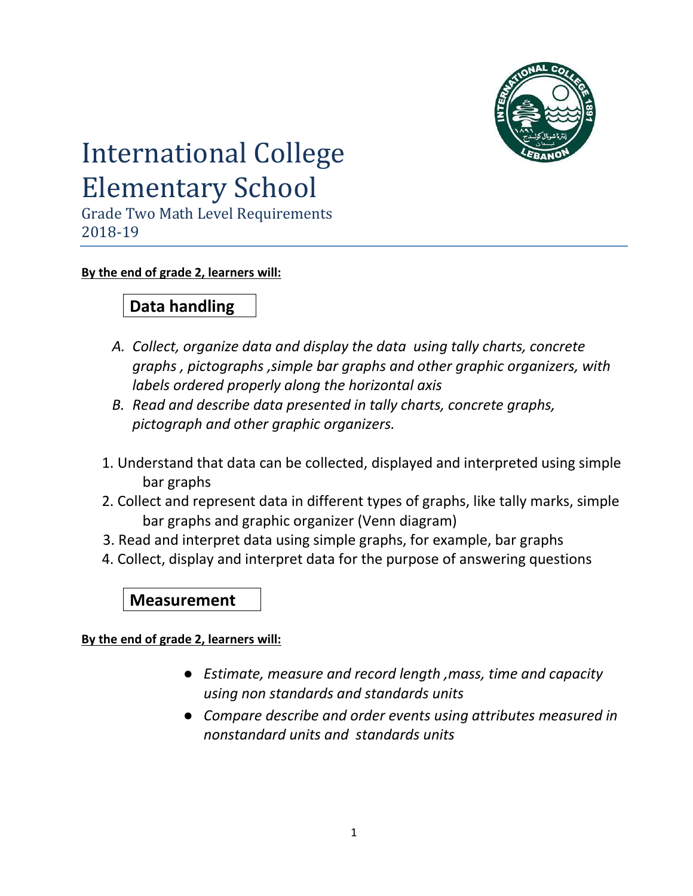# International College Elementary School

Grade Two Math Level Requirements
2018-19

**By the end of grade 2, learners will:**

## Data handling

A. *Collect, organize data and display the data using tally charts, concrete graphs , pictographs ,simple bar graphs and other graphic organizers, with labels ordered properly along the horizontal axis*
B. *Read and describe data presented in tally charts, concrete graphs, pictograph and other graphic organizers.*

1. Understand that data can be collected, displayed and interpreted using simple bar graphs
2. Collect and represent data in different types of graphs, like tally marks, simple bar graphs and graphic organizer (Venn diagram)
3. Read and interpret data using simple graphs, for example, bar graphs
4. Collect, display and interpret data for the purpose of answering questions

## Measurement

**By the end of grade 2, learners will:**

- *Estimate, measure and record length ,mass, time and capacity using non standards and standards units*
- *Compare describe and order events using attributes measured in nonstandard units and standards units*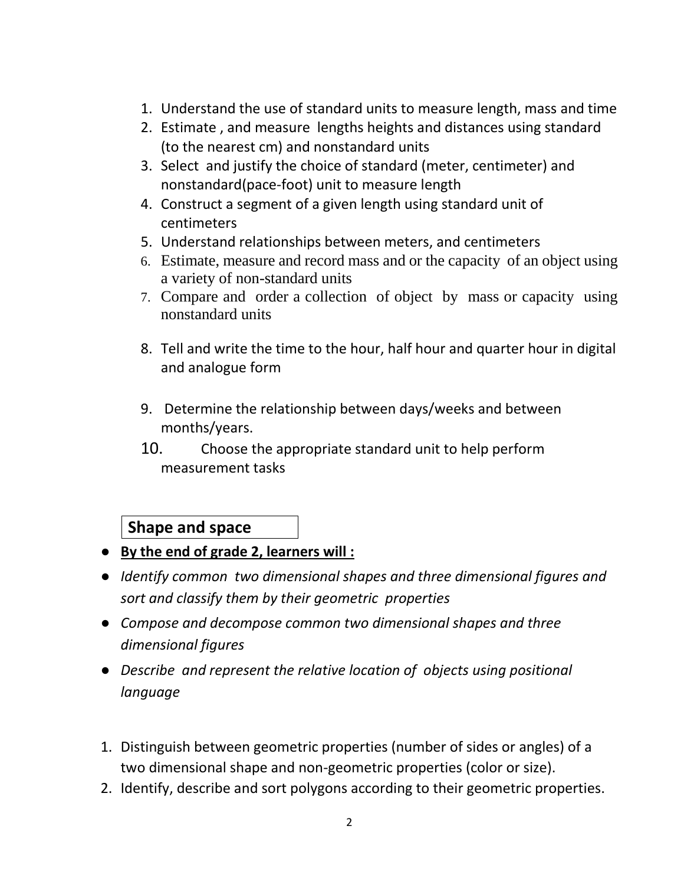1. Understand the use of standard units to measure length, mass and time
2. Estimate , and measure lengths heights and distances using standard (to the nearest cm) and nonstandard units
3. Select and justify the choice of standard (meter, centimeter) and nonstandard(pace-foot) unit to measure length
4. Construct a segment of a given length using standard unit of centimeters
5. Understand relationships between meters, and centimeters
6. Estimate, measure and record mass and or the capacity of an object using a variety of non-standard units
7. Compare and order a collection of object by mass or capacity using nonstandard units
8. Tell and write the time to the hour, half hour and quarter hour in digital and analogue form
9. Determine the relationship between days/weeks and between months/years.
10. Choose the appropriate standard unit to help perform measurement tasks

## Shape and space

- **By the end of grade 2, learners will :**
- *Identify common two dimensional shapes and three dimensional figures and sort and classify them by their geometric properties*
- *Compose and decompose common two dimensional shapes and three dimensional figures*
- *Describe and represent the relative location of objects using positional language*

1. Distinguish between geometric properties (number of sides or angles) of a two dimensional shape and non-geometric properties (color or size).
2. Identify, describe and sort polygons according to their geometric properties.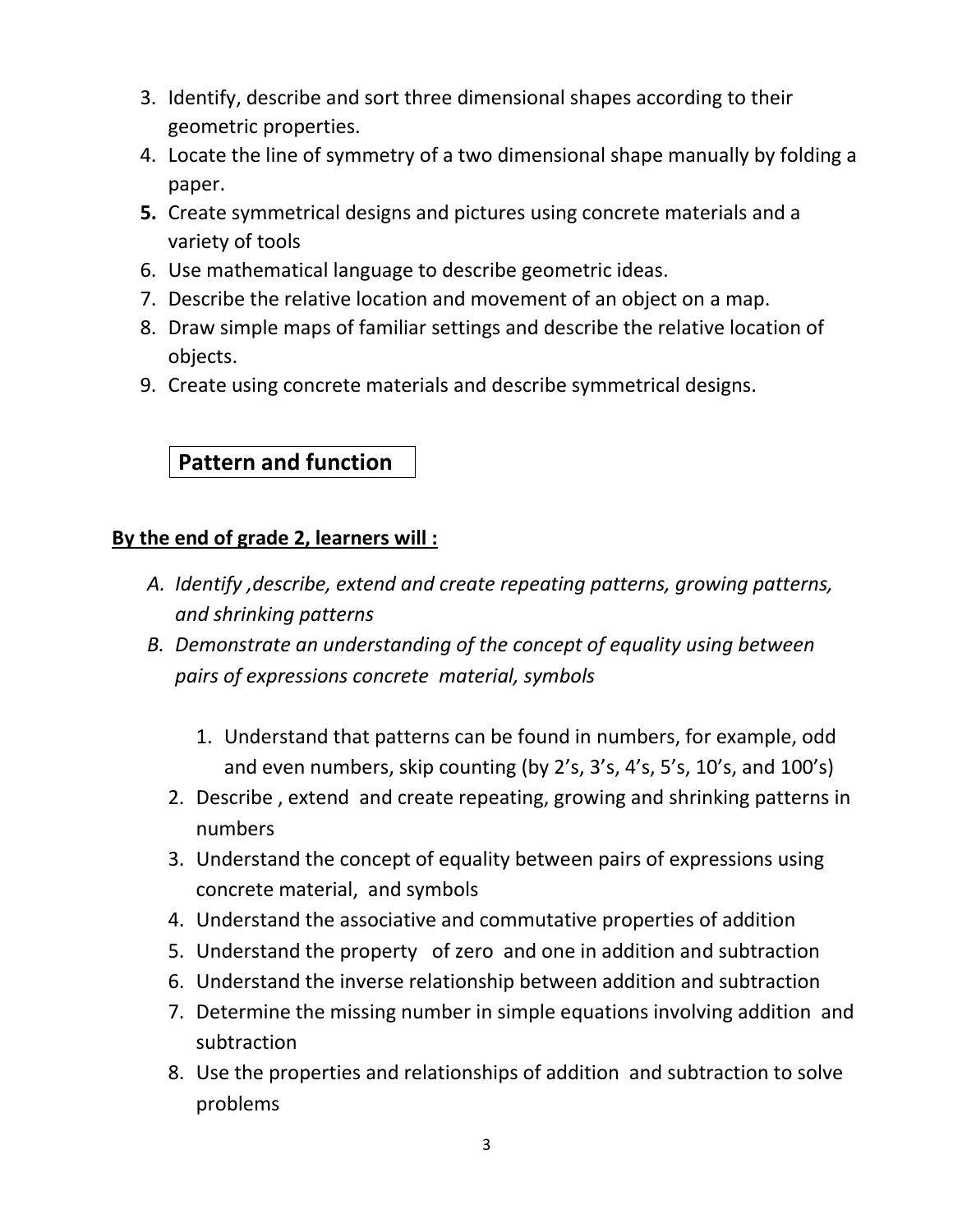3. Identify, describe and sort three dimensional shapes according to their geometric properties.
4. Locate the line of symmetry of a two dimensional shape manually by folding a paper.
5. Create symmetrical designs and pictures using concrete materials and a variety of tools
6. Use mathematical language to describe geometric ideas.
7. Describe the relative location and movement of an object on a map.
8. Draw simple maps of familiar settings and describe the relative location of objects.
9. Create using concrete materials and describe symmetrical designs.

## Pattern and function

**By the end of grade 2, learners will :**

*A. Identify ,describe, extend and create repeating patterns, growing patterns, and shrinking patterns*

*B. Demonstrate an understanding of the concept of equality using between pairs of expressions concrete material, symbols*

1. Understand that patterns can be found in numbers, for example, odd and even numbers, skip counting (by 2's, 3's, 4's, 5's, 10's, and 100's)
2. Describe , extend and create repeating, growing and shrinking patterns in numbers
3. Understand the concept of equality between pairs of expressions using concrete material, and symbols
4. Understand the associative and commutative properties of addition
5. Understand the property of zero and one in addition and subtraction
6. Understand the inverse relationship between addition and subtraction
7. Determine the missing number in simple equations involving addition and subtraction
8. Use the properties and relationships of addition and subtraction to solve problems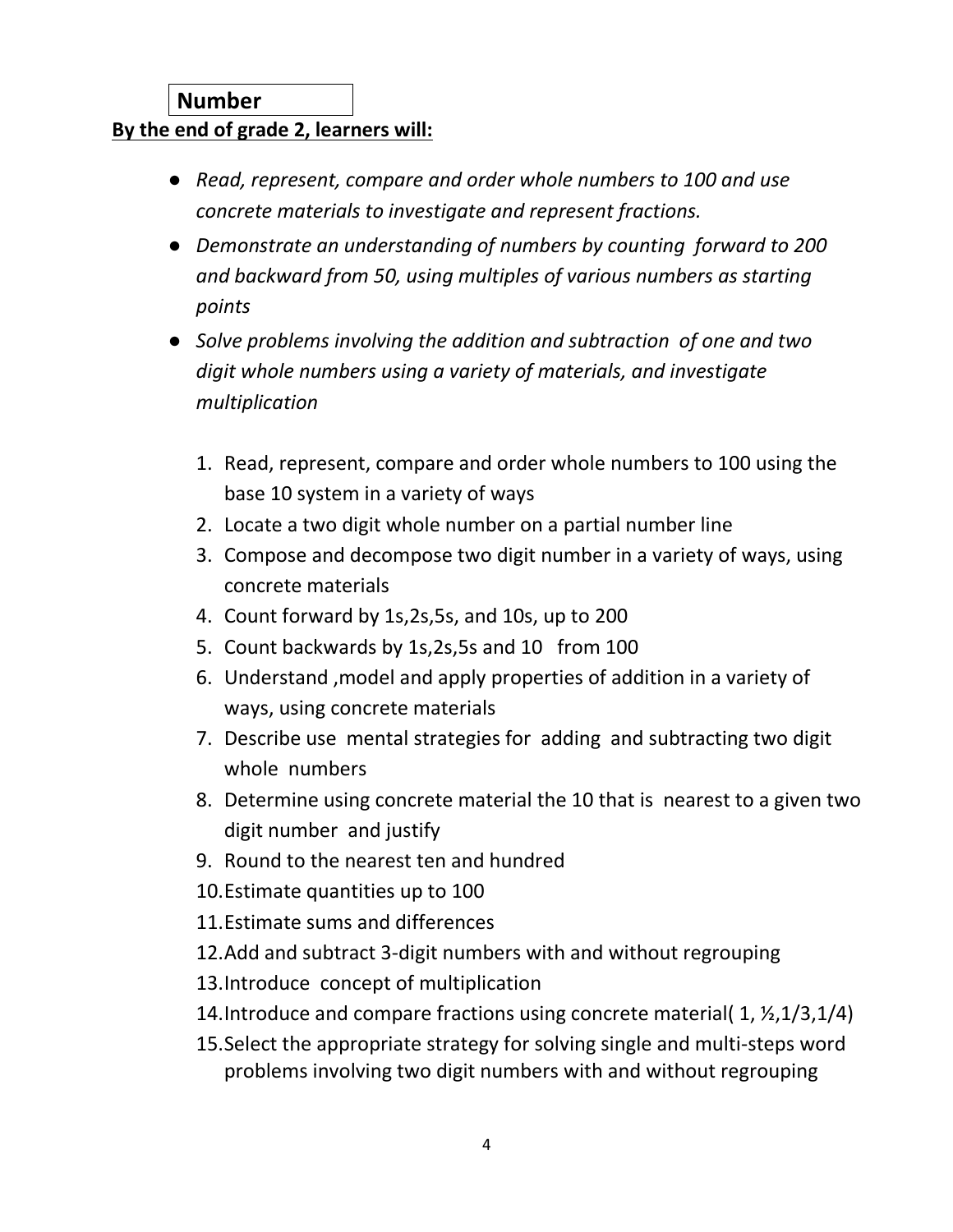## Number

**By the end of grade 2, learners will:**

- *Read, represent, compare and order whole numbers to 100 and use concrete materials to investigate and represent fractions.*
- *Demonstrate an understanding of numbers by counting forward to 200 and backward from 50, using multiples of various numbers as starting points*
- *Solve problems involving the addition and subtraction of one and two digit whole numbers using a variety of materials, and investigate multiplication*

1. Read, represent, compare and order whole numbers to 100 using the base 10 system in a variety of ways
2. Locate a two digit whole number on a partial number line
3. Compose and decompose two digit number in a variety of ways, using concrete materials
4. Count forward by 1s,2s,5s, and 10s, up to 200
5. Count backwards by 1s,2s,5s and 10 from 100
6. Understand ,model and apply properties of addition in a variety of ways, using concrete materials
7. Describe use mental strategies for adding and subtracting two digit whole numbers
8. Determine using concrete material the 10 that is nearest to a given two digit number and justify
9. Round to the nearest ten and hundred
10. Estimate quantities up to 100
11. Estimate sums and differences
12. Add and subtract 3-digit numbers with and without regrouping
13. Introduce concept of multiplication
14. Introduce and compare fractions using concrete material( 1, ½,1/3,1/4)
15. Select the appropriate strategy for solving single and multi-steps word problems involving two digit numbers with and without regrouping